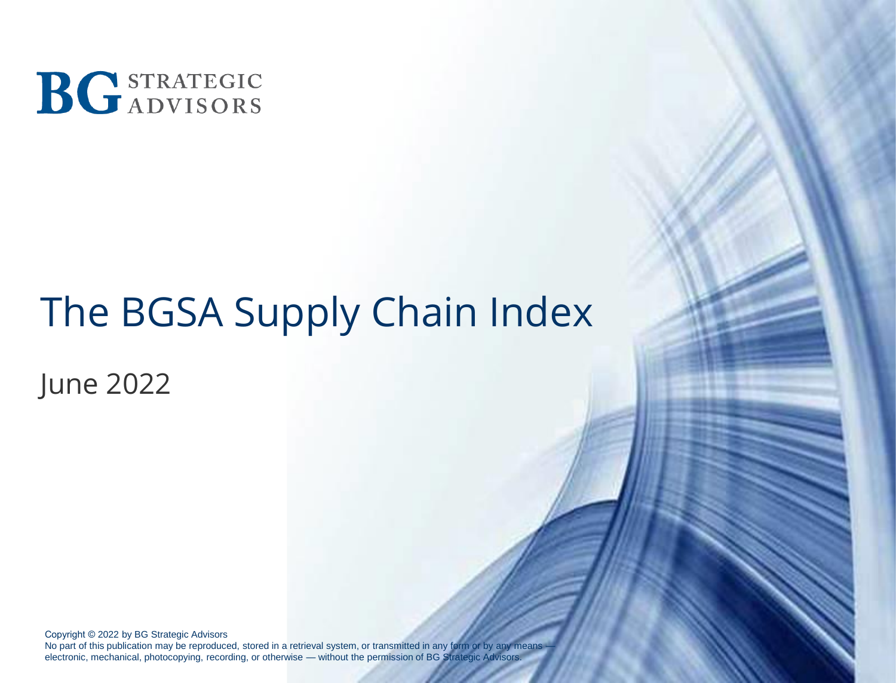BG STRATEGIC ADVISORS

# The BGSA Supply Chain Index

June 2022

Copyright © 2022 by BG Strategic Advisors
No part of this publication may be reproduced, stored in a retrieval system, or transmitted in any form or by any means — electronic, mechanical, photocopying, recording, or otherwise — without the permission of BG Strategic Advisors.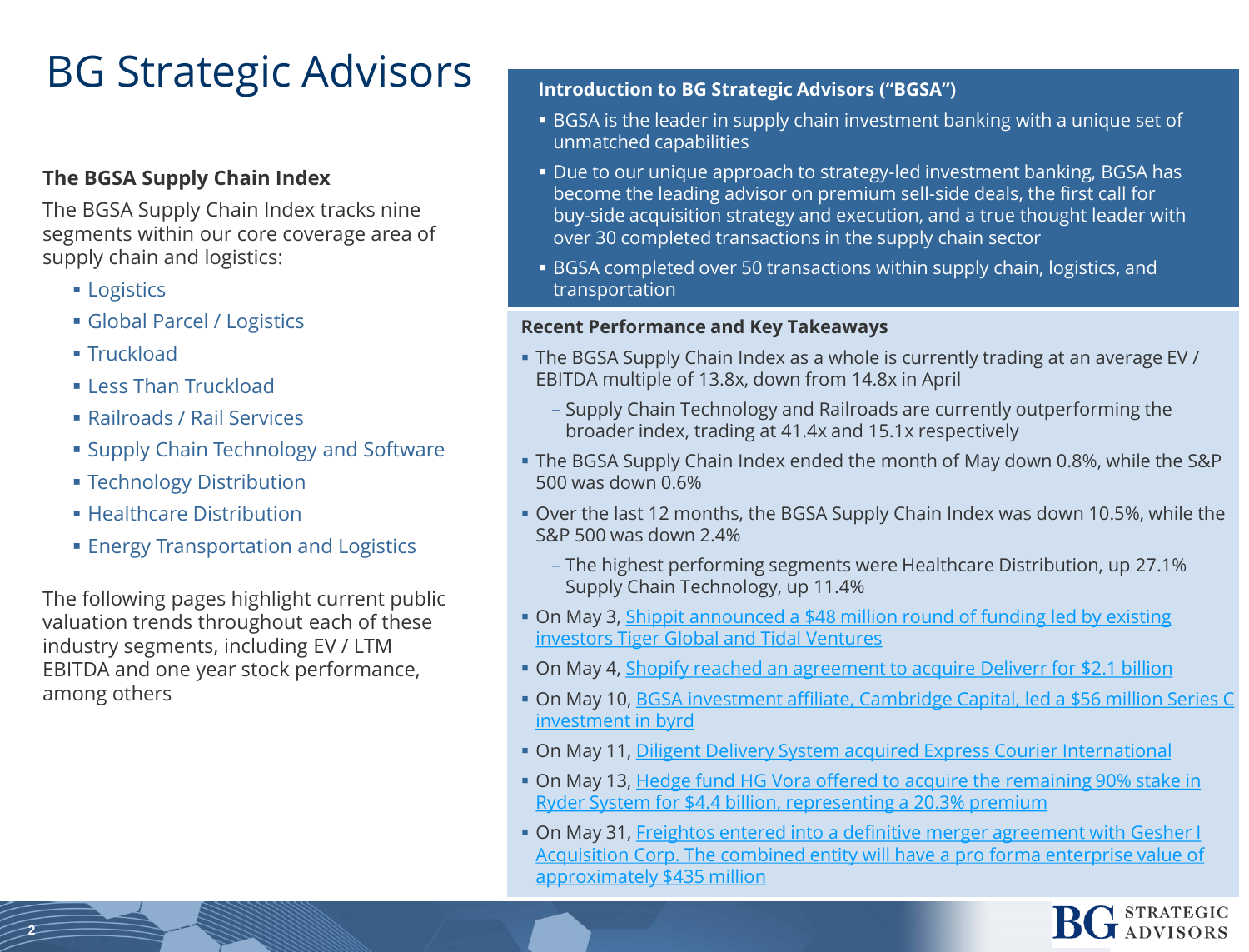# BG Strategic Advisors

### The BGSA Supply Chain Index

The BGSA Supply Chain Index tracks nine segments within our core coverage area of supply chain and logistics:

- Logistics
- Global Parcel / Logistics
- Truckload
- Less Than Truckload
- Railroads / Rail Services
- Supply Chain Technology and Software
- Technology Distribution
- Healthcare Distribution
- Energy Transportation and Logistics

The following pages highlight current public valuation trends throughout each of these industry segments, including EV / LTM EBITDA and one year stock performance, among others

### Introduction to BG Strategic Advisors ("BGSA")

- BGSA is the leader in supply chain investment banking with a unique set of unmatched capabilities
- Due to our unique approach to strategy-led investment banking, BGSA has become the leading advisor on premium sell-side deals, the first call for buy-side acquisition strategy and execution, and a true thought leader with over 30 completed transactions in the supply chain sector
- BGSA completed over 50 transactions within supply chain, logistics, and transportation

### Recent Performance and Key Takeaways

- The BGSA Supply Chain Index as a whole is currently trading at an average EV / EBITDA multiple of 13.8x, down from 14.8x in April
  - Supply Chain Technology and Railroads are currently outperforming the broader index, trading at 41.4x and 15.1x respectively
- The BGSA Supply Chain Index ended the month of May down 0.8%, while the S&P 500 was down 0.6%
- Over the last 12 months, the BGSA Supply Chain Index was down 10.5%, while the S&P 500 was down 2.4%
  - The highest performing segments were Healthcare Distribution, up 27.1% Supply Chain Technology, up 11.4%
- On May 3, Shippit announced a $48 million round of funding led by existing investors Tiger Global and Tidal Ventures
- On May 4, Shopify reached an agreement to acquire Deliverr for $2.1 billion
- On May 10, BGSA investment affiliate, Cambridge Capital, led a $56 million Series C investment in byrd
- On May 11, Diligent Delivery System acquired Express Courier International
- On May 13, Hedge fund HG Vora offered to acquire the remaining 90% stake in Ryder System for $4.4 billion, representing a 20.3% premium
- On May 31, Freightos entered into a definitive merger agreement with Gesher I Acquisition Corp. The combined entity will have a pro forma enterprise value of approximately $435 million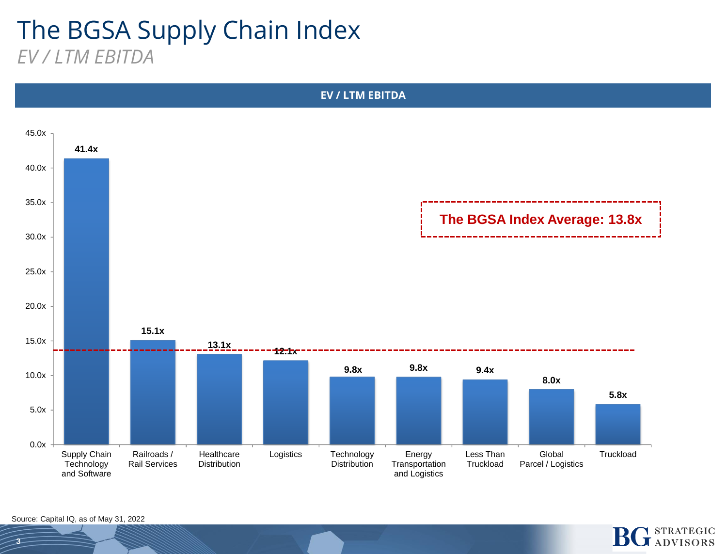# The BGSA Supply Chain Index

*EV / LTM EBITDA*

**EV / LTM EBITDA**

| Sector | EV / LTM EBITDA |
| --- | --- |
| Supply Chain Technology and Software | 41.4x |
| Railroads / Rail Services | 15.1x |
| Healthcare Distribution | 13.1x |
| Logistics | 12.1x |
| Technology Distribution | 9.8x |
| Energy Transportation and Logistics | 9.8x |
| Less Than Truckload | 9.4x |
| Global Parcel / Logistics | 8.0x |
| Truckload | 5.8x |

**The BGSA Index Average: 13.8x**

Source: Capital IQ, as of May 31, 2022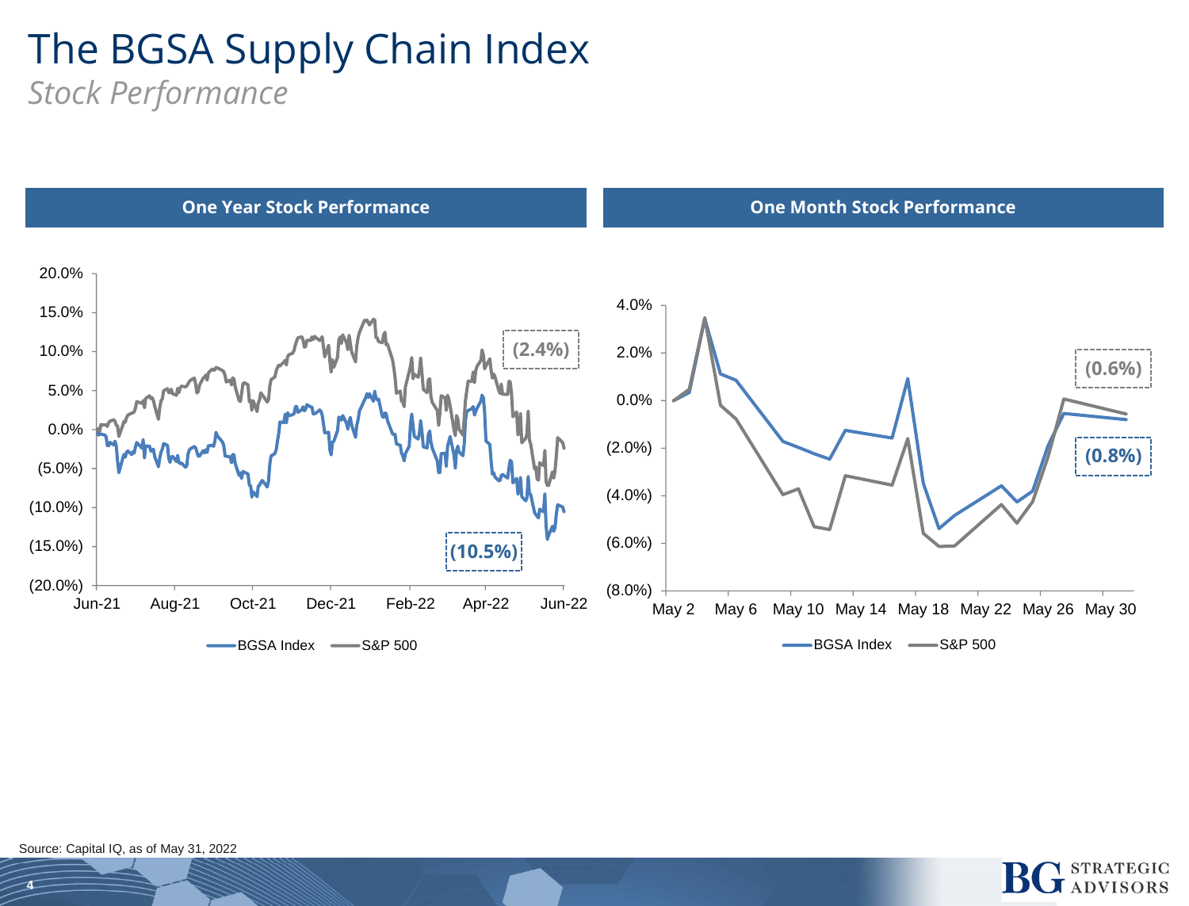# The BGSA Supply Chain Index

*Stock Performance*

## One Year Stock Performance

20.0%
15.0%
10.0%
5.0%
0.0%
(5.0%)
(10.0%)
(15.0%)
(20.0%)

Jun-21 Aug-21 Oct-21 Dec-21 Feb-22 Apr-22 Jun-22

(2.4%)

(10.5%)

BGSA Index S&P 500

## One Month Stock Performance

4.0%
2.0%
0.0%
(2.0%)
(4.0%)
(6.0%)
(8.0%)

May 2 May 6 May 10 May 14 May 18 May 22 May 26 May 30

(0.6%)

(0.8%)

BGSA Index S&P 500

Source: Capital IQ, as of May 31, 2022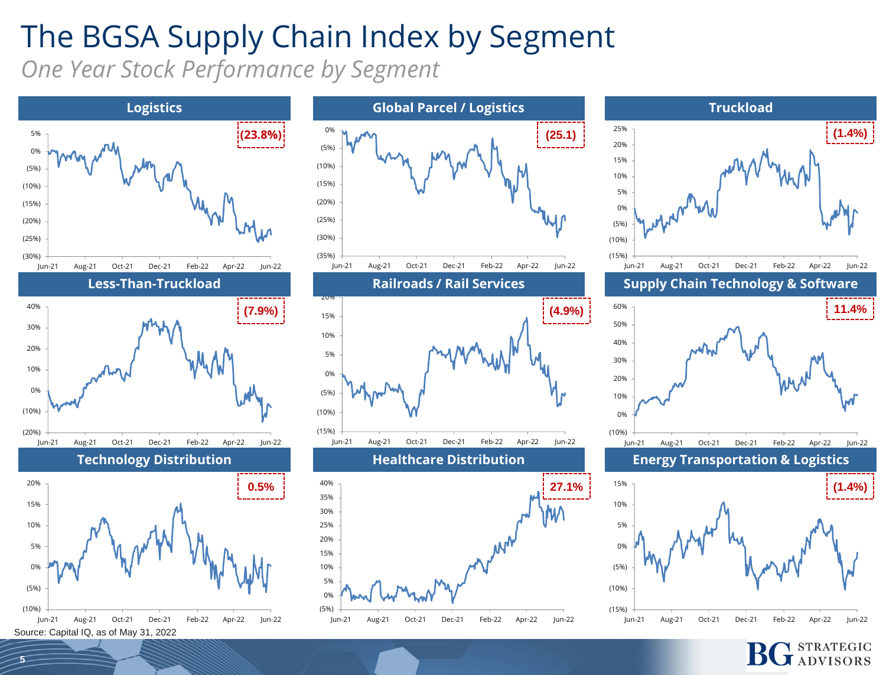# The BGSA Supply Chain Index by Segment

*One Year Stock Performance by Segment*

### Logistics

**(23.8%)**

### Global Parcel / Logistics

**(25.1)**

### Truckload

**(1.4%)**

### Less-Than-Truckload

**(7.9%)**

### Railroads / Rail Services

**(4.9%)**

### Supply Chain Technology & Software

**11.4%**

### Technology Distribution

**0.5%**

### Healthcare Distribution

**27.1%**

### Energy Transportation & Logistics

**(1.4%)**

Source: Capital IQ, as of May 31, 2022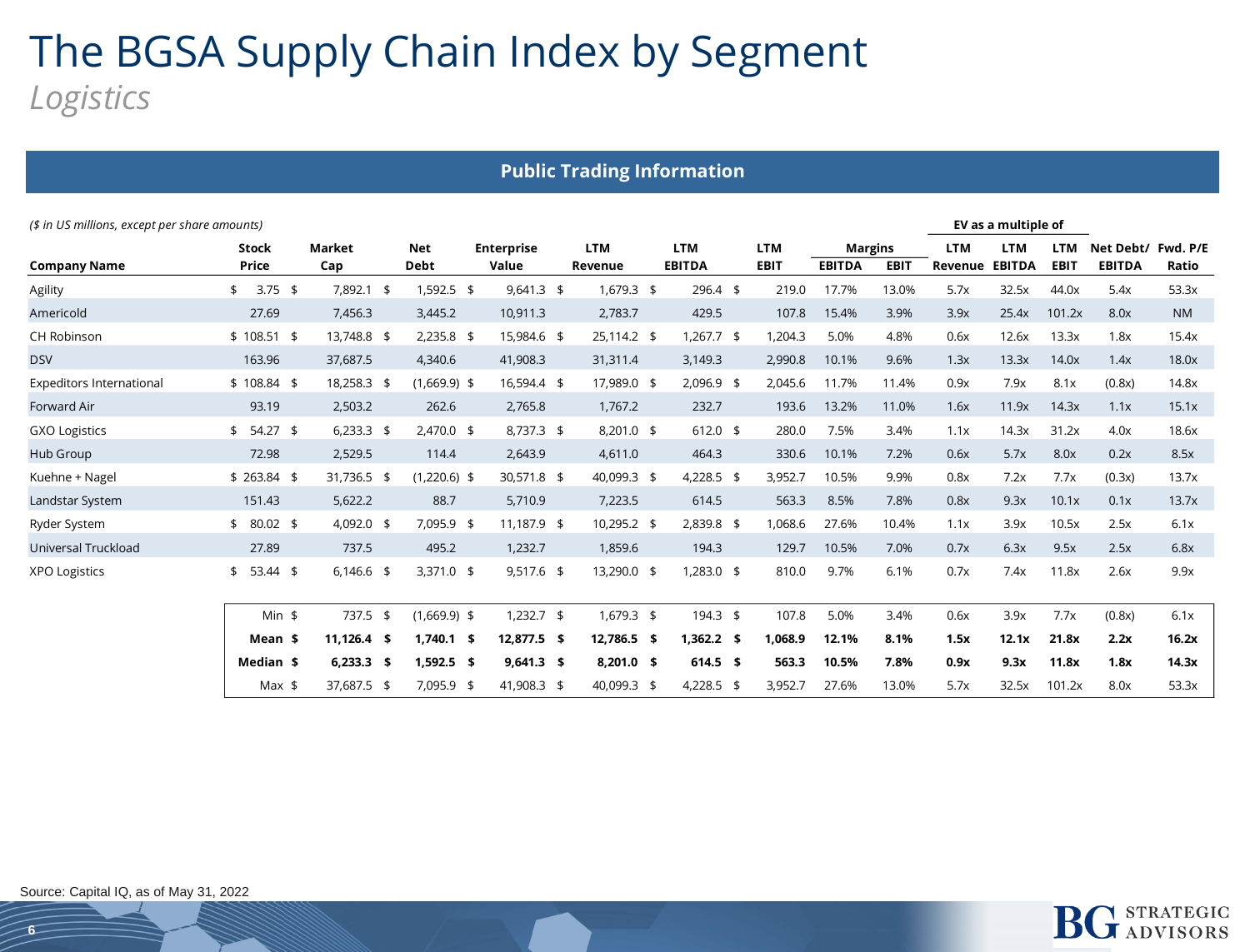# The BGSA Supply Chain Index by Segment

*Logistics*

## Public Trading Information

*($ in US millions, except per share amounts)*

| Company Name | Stock Price | Market Cap | Net Debt | Enterprise Value | LTM Revenue | LTM EBITDA | LTM EBIT | Margins EBITDA | Margins EBIT | EV as a multiple of LTM Revenue | EV as a multiple of LTM EBITDA | EV as a multiple of LTM EBIT | Net Debt/ EBITDA | Fwd. P/E Ratio |
|---|---|---|---|---|---|---|---|---|---|---|---|---|---|---|
| Agility | $ 3.75 | $ 7,892.1 | $ 1,592.5 | $ 9,641.3 | $ 1,679.3 | $ 296.4 | $ 219.0 | 17.7% | 13.0% | 5.7x | 32.5x | 44.0x | 5.4x | 53.3x |
| Americold | 27.69 | 7,456.3 | 3,445.2 | 10,911.3 | 2,783.7 | 429.5 | 107.8 | 15.4% | 3.9% | 3.9x | 25.4x | 101.2x | 8.0x | NM |
| CH Robinson | $ 108.51 | $ 13,748.8 | $ 2,235.8 | $ 15,984.6 | $ 25,114.2 | $ 1,267.7 | $ 1,204.3 | 5.0% | 4.8% | 0.6x | 12.6x | 13.3x | 1.8x | 15.4x |
| DSV | 163.96 | 37,687.5 | 4,340.6 | 41,908.3 | 31,311.4 | 3,149.3 | 2,990.8 | 10.1% | 9.6% | 1.3x | 13.3x | 14.0x | 1.4x | 18.0x |
| Expeditors International | $ 108.84 | $ 18,258.3 | $ (1,669.9) | $ 16,594.4 | $ 17,989.0 | $ 2,096.9 | $ 2,045.6 | 11.7% | 11.4% | 0.9x | 7.9x | 8.1x | (0.8x) | 14.8x |
| Forward Air | 93.19 | 2,503.2 | 262.6 | 2,765.8 | 1,767.2 | 232.7 | 193.6 | 13.2% | 11.0% | 1.6x | 11.9x | 14.3x | 1.1x | 15.1x |
| GXO Logistics | $ 54.27 | $ 6,233.3 | $ 2,470.0 | $ 8,737.3 | $ 8,201.0 | $ 612.0 | $ 280.0 | 7.5% | 3.4% | 1.1x | 14.3x | 31.2x | 4.0x | 18.6x |
| Hub Group | 72.98 | 2,529.5 | 114.4 | 2,643.9 | 4,611.0 | 464.3 | 330.6 | 10.1% | 7.2% | 0.6x | 5.7x | 8.0x | 0.2x | 8.5x |
| Kuehne + Nagel | $ 263.84 | $ 31,736.5 | $ (1,220.6) | $ 30,571.8 | $ 40,099.3 | $ 4,228.5 | $ 3,952.7 | 10.5% | 9.9% | 0.8x | 7.2x | 7.7x | (0.3x) | 13.7x |
| Landstar System | 151.43 | 5,622.2 | 88.7 | 5,710.9 | 7,223.5 | 614.5 | 563.3 | 8.5% | 7.8% | 0.8x | 9.3x | 10.1x | 0.1x | 13.7x |
| Ryder System | $ 80.02 | $ 4,092.0 | $ 7,095.9 | $ 11,187.9 | $ 10,295.2 | $ 2,839.8 | $ 1,068.6 | 27.6% | 10.4% | 1.1x | 3.9x | 10.5x | 2.5x | 6.1x |
| Universal Truckload | 27.89 | 737.5 | 495.2 | 1,232.7 | 1,859.6 | 194.3 | 129.7 | 10.5% | 7.0% | 0.7x | 6.3x | 9.5x | 2.5x | 6.8x |
| XPO Logistics | $ 53.44 | $ 6,146.6 | $ 3,371.0 | $ 9,517.6 | $ 13,290.0 | $ 1,283.0 | $ 810.0 | 9.7% | 6.1% | 0.7x | 7.4x | 11.8x | 2.6x | 9.9x |
| Min | | $ 737.5 | $ (1,669.9) | $ 1,232.7 | $ 1,679.3 | $ 194.3 | $ 107.8 | 5.0% | 3.4% | 0.6x | 3.9x | 7.7x | (0.8x) | 6.1x |
| **Mean** | | **$ 11,126.4** | **$ 1,740.1** | **$ 12,877.5** | **$ 12,786.5** | **$ 1,362.2** | **$ 1,068.9** | **12.1%** | **8.1%** | **1.5x** | **12.1x** | **21.8x** | **2.2x** | **16.2x** |
| **Median** | | **$ 6,233.3** | **$ 1,592.5** | **$ 9,641.3** | **$ 8,201.0** | **$ 614.5** | **$ 563.3** | **10.5%** | **7.8%** | **0.9x** | **9.3x** | **11.8x** | **1.8x** | **14.3x** |
| Max | | $ 37,687.5 | $ 7,095.9 | $ 41,908.3 | $ 40,099.3 | $ 4,228.5 | $ 3,952.7 | 27.6% | 13.0% | 5.7x | 32.5x | 101.2x | 8.0x | 53.3x |

Source: Capital IQ, as of May 31, 2022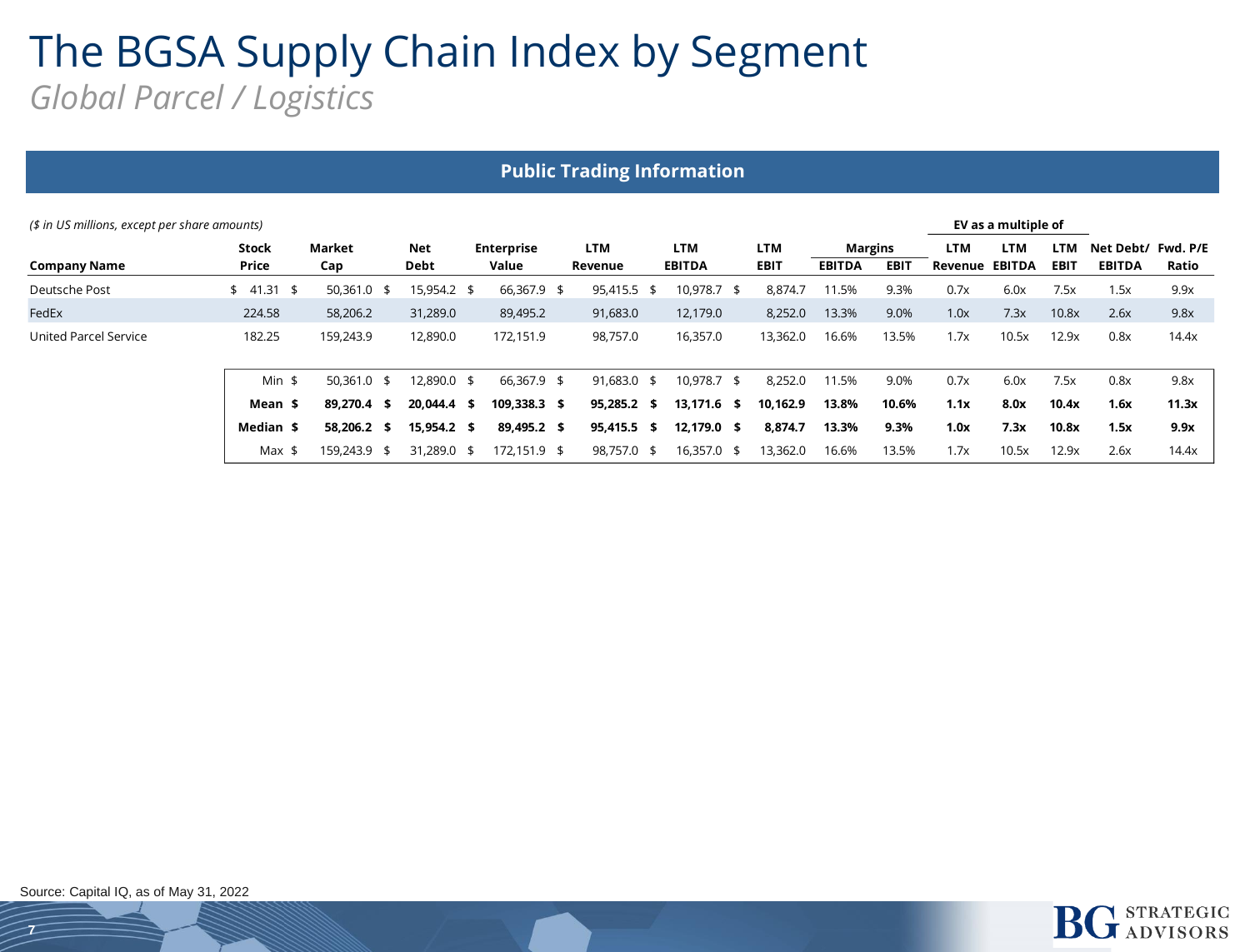# The BGSA Supply Chain Index by Segment

*Global Parcel / Logistics*

## Public Trading Information

*($ in US millions, except per share amounts)*

| Company Name | Stock Price | Market Cap | Net Debt | Enterprise Value | LTM Revenue | LTM EBITDA | LTM EBIT | Margins EBITDA | Margins EBIT | EV as a multiple of LTM Revenue | EV as a multiple of LTM EBITDA | EV as a multiple of LTM EBIT | Net Debt/ EBITDA | Fwd. P/E Ratio |
|---|---|---|---|---|---|---|---|---|---|---|---|---|---|---|
| Deutsche Post | $ 41.31 | $ 50,361.0 | $ 15,954.2 | $ 66,367.9 | $ 95,415.5 | $ 10,978.7 | $ 8,874.7 | 11.5% | 9.3% | 0.7x | 6.0x | 7.5x | 1.5x | 9.9x |
| FedEx | 224.58 | 58,206.2 | 31,289.0 | 89,495.2 | 91,683.0 | 12,179.0 | 8,252.0 | 13.3% | 9.0% | 1.0x | 7.3x | 10.8x | 2.6x | 9.8x |
| United Parcel Service | 182.25 | 159,243.9 | 12,890.0 | 172,151.9 | 98,757.0 | 16,357.0 | 13,362.0 | 16.6% | 13.5% | 1.7x | 10.5x | 12.9x | 0.8x | 14.4x |
| | Min | $ 50,361.0 | $ 12,890.0 | $ 66,367.9 | $ 91,683.0 | $ 10,978.7 | $ 8,252.0 | 11.5% | 9.0% | 0.7x | 6.0x | 7.5x | 0.8x | 9.8x |
| | **Mean** | **$ 89,270.4** | **$ 20,044.4** | **$ 109,338.3** | **$ 95,285.2** | **$ 13,171.6** | **$ 10,162.9** | **13.8%** | **10.6%** | **1.1x** | **8.0x** | **10.4x** | **1.6x** | **11.3x** |
| | **Median** | **$ 58,206.2** | **$ 15,954.2** | **$ 89,495.2** | **$ 95,415.5** | **$ 12,179.0** | **$ 8,874.7** | **13.3%** | **9.3%** | **1.0x** | **7.3x** | **10.8x** | **1.5x** | **9.9x** |
| | Max | $ 159,243.9 | $ 31,289.0 | $ 172,151.9 | $ 98,757.0 | $ 16,357.0 | $ 13,362.0 | 16.6% | 13.5% | 1.7x | 10.5x | 12.9x | 2.6x | 14.4x |

Source: Capital IQ, as of May 31, 2022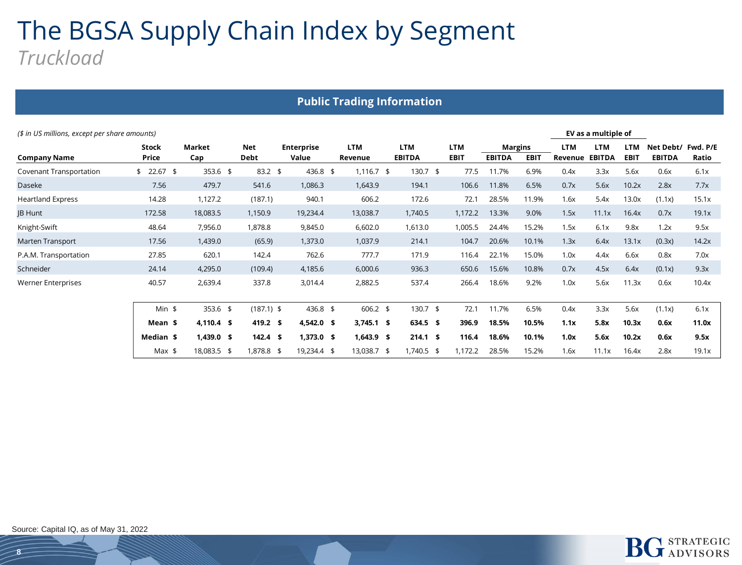# The BGSA Supply Chain Index by Segment

*Truckload*

## Public Trading Information

*($ in US millions, except per share amounts)*

| | | | | | | | | | | EV as a multiple of | | | | |
|---|---|---|---|---|---|---|---|---|---|---|---|---|---|---|
| **Company Name** | **Stock Price** | **Market Cap** | **Net Debt** | **Enterprise Value** | **LTM Revenue** | **LTM EBITDA** | **LTM EBIT** | **Margins EBITDA** | **Margins EBIT** | **LTM Revenue** | **LTM EBITDA** | **LTM EBIT** | **Net Debt/ EBITDA** | **Fwd. P/E Ratio** |
| Covenant Transportation | $ 22.67 | $ 353.6 | $ 83.2 | $ 436.8 | $ 1,116.7 | $ 130.7 | $ 77.5 | 11.7% | 6.9% | 0.4x | 3.3x | 5.6x | 0.6x | 6.1x |
| Daseke | 7.56 | 479.7 | 541.6 | 1,086.3 | 1,643.9 | 194.1 | 106.6 | 11.8% | 6.5% | 0.7x | 5.6x | 10.2x | 2.8x | 7.7x |
| Heartland Express | 14.28 | 1,127.2 | (187.1) | 940.1 | 606.2 | 172.6 | 72.1 | 28.5% | 11.9% | 1.6x | 5.4x | 13.0x | (1.1x) | 15.1x |
| JB Hunt | 172.58 | 18,083.5 | 1,150.9 | 19,234.4 | 13,038.7 | 1,740.5 | 1,172.2 | 13.3% | 9.0% | 1.5x | 11.1x | 16.4x | 0.7x | 19.1x |
| Knight-Swift | 48.64 | 7,956.0 | 1,878.8 | 9,845.0 | 6,602.0 | 1,613.0 | 1,005.5 | 24.4% | 15.2% | 1.5x | 6.1x | 9.8x | 1.2x | 9.5x |
| Marten Transport | 17.56 | 1,439.0 | (65.9) | 1,373.0 | 1,037.9 | 214.1 | 104.7 | 20.6% | 10.1% | 1.3x | 6.4x | 13.1x | (0.3x) | 14.2x |
| P.A.M. Transportation | 27.85 | 620.1 | 142.4 | 762.6 | 777.7 | 171.9 | 116.4 | 22.1% | 15.0% | 1.0x | 4.4x | 6.6x | 0.8x | 7.0x |
| Schneider | 24.14 | 4,295.0 | (109.4) | 4,185.6 | 6,000.6 | 936.3 | 650.6 | 15.6% | 10.8% | 0.7x | 4.5x | 6.4x | (0.1x) | 9.3x |
| Werner Enterprises | 40.57 | 2,639.4 | 337.8 | 3,014.4 | 2,882.5 | 537.4 | 266.4 | 18.6% | 9.2% | 1.0x | 5.6x | 11.3x | 0.6x | 10.4x |
| | Min | $ 353.6 | $ (187.1) | $ 436.8 | $ 606.2 | $ 130.7 | $ 72.1 | 11.7% | 6.5% | 0.4x | 3.3x | 5.6x | (1.1x) | 6.1x |
| | **Mean** | **$ 4,110.4** | **$ 419.2** | **$ 4,542.0** | **$ 3,745.1** | **$ 634.5** | **$ 396.9** | **18.5%** | **10.5%** | **1.1x** | **5.8x** | **10.3x** | **0.6x** | **11.0x** |
| | **Median** | **$ 1,439.0** | **$ 142.4** | **$ 1,373.0** | **$ 1,643.9** | **$ 214.1** | **$ 116.4** | **18.6%** | **10.1%** | **1.0x** | **5.6x** | **10.2x** | **0.6x** | **9.5x** |
| | Max | $ 18,083.5 | $ 1,878.8 | $ 19,234.4 | $ 13,038.7 | $ 1,740.5 | $ 1,172.2 | 28.5% | 15.2% | 1.6x | 11.1x | 16.4x | 2.8x | 19.1x |

Source: Capital IQ, as of May 31, 2022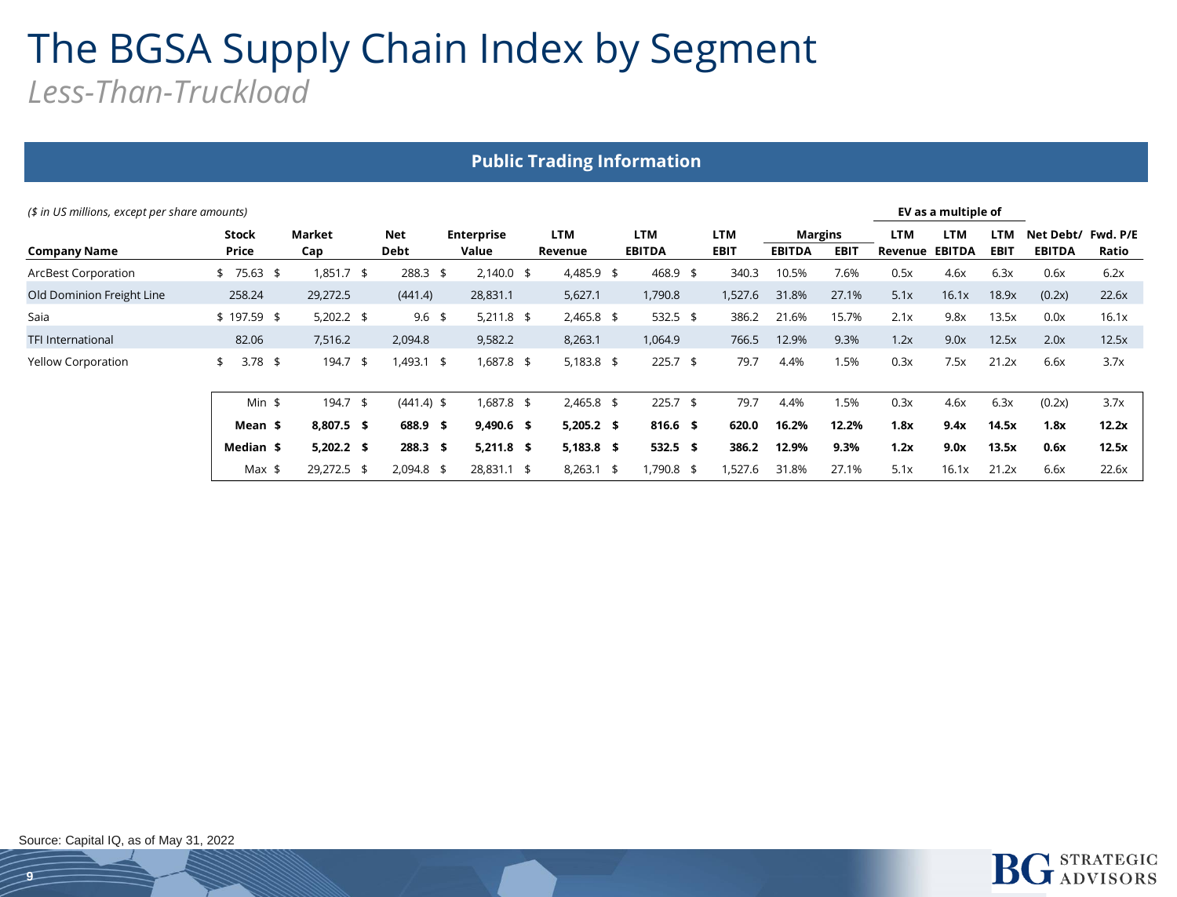# The BGSA Supply Chain Index by Segment

*Less-Than-Truckload*

## Public Trading Information

*($ in US millions, except per share amounts)*

| Company Name | Stock Price | Market Cap | Net Debt | Enterprise Value | LTM Revenue | LTM EBITDA | LTM EBIT | Margins EBITDA | Margins EBIT | EV as a multiple of LTM Revenue | EV as a multiple of LTM EBITDA | EV as a multiple of LTM EBIT | Net Debt/ EBITDA | Fwd. P/E Ratio |
|---|---|---|---|---|---|---|---|---|---|---|---|---|---|---|
| ArcBest Corporation | $ 75.63 | $ 1,851.7 | $ 288.3 | $ 2,140.0 | $ 4,485.9 | $ 468.9 | $ 340.3 | 10.5% | 7.6% | 0.5x | 4.6x | 6.3x | 0.6x | 6.2x |
| Old Dominion Freight Line | 258.24 | 29,272.5 | (441.4) | 28,831.1 | 5,627.1 | 1,790.8 | 1,527.6 | 31.8% | 27.1% | 5.1x | 16.1x | 18.9x | (0.2x) | 22.6x |
| Saia | $ 197.59 | $ 5,202.2 | $ 9.6 | $ 5,211.8 | $ 2,465.8 | $ 532.5 | $ 386.2 | 21.6% | 15.7% | 2.1x | 9.8x | 13.5x | 0.0x | 16.1x |
| TFI International | 82.06 | 7,516.2 | 2,094.8 | 9,582.2 | 8,263.1 | 1,064.9 | 766.5 | 12.9% | 9.3% | 1.2x | 9.0x | 12.5x | 2.0x | 12.5x |
| Yellow Corporation | $ 3.78 | $ 194.7 | $ 1,493.1 | $ 1,687.8 | $ 5,183.8 | $ 225.7 | $ 79.7 | 4.4% | 1.5% | 0.3x | 7.5x | 21.2x | 6.6x | 3.7x |
| Min | | $ 194.7 | $ (441.4) | $ 1,687.8 | $ 2,465.8 | $ 225.7 | $ 79.7 | 4.4% | 1.5% | 0.3x | 4.6x | 6.3x | (0.2x) | 3.7x |
| **Mean** | | **$ 8,807.5** | **$ 688.9** | **$ 9,490.6** | **$ 5,205.2** | **$ 816.6** | **$ 620.0** | **16.2%** | **12.2%** | **1.8x** | **9.4x** | **14.5x** | **1.8x** | **12.2x** |
| **Median** | | **$ 5,202.2** | **$ 288.3** | **$ 5,211.8** | **$ 5,183.8** | **$ 532.5** | **$ 386.2** | **12.9%** | **9.3%** | **1.2x** | **9.0x** | **13.5x** | **0.6x** | **12.5x** |
| Max | | $ 29,272.5 | $ 2,094.8 | $ 28,831.1 | $ 8,263.1 | $ 1,790.8 | $ 1,527.6 | 31.8% | 27.1% | 5.1x | 16.1x | 21.2x | 6.6x | 22.6x |

Source: Capital IQ, as of May 31, 2022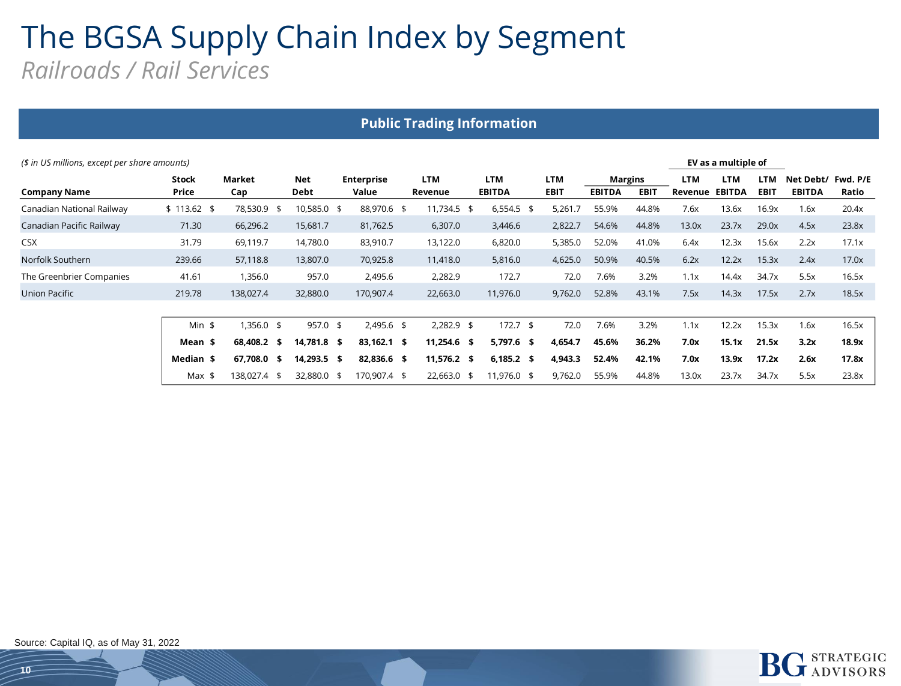# The BGSA Supply Chain Index by Segment

*Railroads / Rail Services*

## Public Trading Information

*($ in US millions, except per share amounts)*

| Company Name | Stock Price | Market Cap | Net Debt | Enterprise Value | LTM Revenue | LTM EBITDA | LTM EBIT | Margins EBITDA | Margins EBIT | EV as a multiple of LTM Revenue | EV as a multiple of LTM EBITDA | EV as a multiple of LTM EBIT | Net Debt/ EBITDA | Fwd. P/E Ratio |
|---|---|---|---|---|---|---|---|---|---|---|---|---|---|---|
| Canadian National Railway | $ 113.62 | $ 78,530.9 | $ 10,585.0 | $ 88,970.6 | $ 11,734.5 | $ 6,554.5 | $ 5,261.7 | 55.9% | 44.8% | 7.6x | 13.6x | 16.9x | 1.6x | 20.4x |
| Canadian Pacific Railway | 71.30 | 66,296.2 | 15,681.7 | 81,762.5 | 6,307.0 | 3,446.6 | 2,822.7 | 54.6% | 44.8% | 13.0x | 23.7x | 29.0x | 4.5x | 23.8x |
| CSX | 31.79 | 69,119.7 | 14,780.0 | 83,910.7 | 13,122.0 | 6,820.0 | 5,385.0 | 52.0% | 41.0% | 6.4x | 12.3x | 15.6x | 2.2x | 17.1x |
| Norfolk Southern | 239.66 | 57,118.8 | 13,807.0 | 70,925.8 | 11,418.0 | 5,816.0 | 4,625.0 | 50.9% | 40.5% | 6.2x | 12.2x | 15.3x | 2.4x | 17.0x |
| The Greenbrier Companies | 41.61 | 1,356.0 | 957.0 | 2,495.6 | 2,282.9 | 172.7 | 72.0 | 7.6% | 3.2% | 1.1x | 14.4x | 34.7x | 5.5x | 16.5x |
| Union Pacific | 219.78 | 138,027.4 | 32,880.0 | 170,907.4 | 22,663.0 | 11,976.0 | 9,762.0 | 52.8% | 43.1% | 7.5x | 14.3x | 17.5x | 2.7x | 18.5x |
| | | | | | | | | | | | | | | |
| Min | | $ 1,356.0 | $ 957.0 | $ 2,495.6 | $ 2,282.9 | $ 172.7 | $ 72.0 | 7.6% | 3.2% | 1.1x | 12.2x | 15.3x | 1.6x | 16.5x |
| **Mean** | | **$ 68,408.2** | **$ 14,781.8** | **$ 83,162.1** | **$ 11,254.6** | **$ 5,797.6** | **$ 4,654.7** | **45.6%** | **36.2%** | **7.0x** | **15.1x** | **21.5x** | **3.2x** | **18.9x** |
| **Median** | | **$ 67,708.0** | **$ 14,293.5** | **$ 82,836.6** | **$ 11,576.2** | **$ 6,185.2** | **$ 4,943.3** | **52.4%** | **42.1%** | **7.0x** | **13.9x** | **17.2x** | **2.6x** | **17.8x** |
| Max | | $ 138,027.4 | $ 32,880.0 | $ 170,907.4 | $ 22,663.0 | $ 11,976.0 | $ 9,762.0 | 55.9% | 44.8% | 13.0x | 23.7x | 34.7x | 5.5x | 23.8x |

Source: Capital IQ, as of May 31, 2022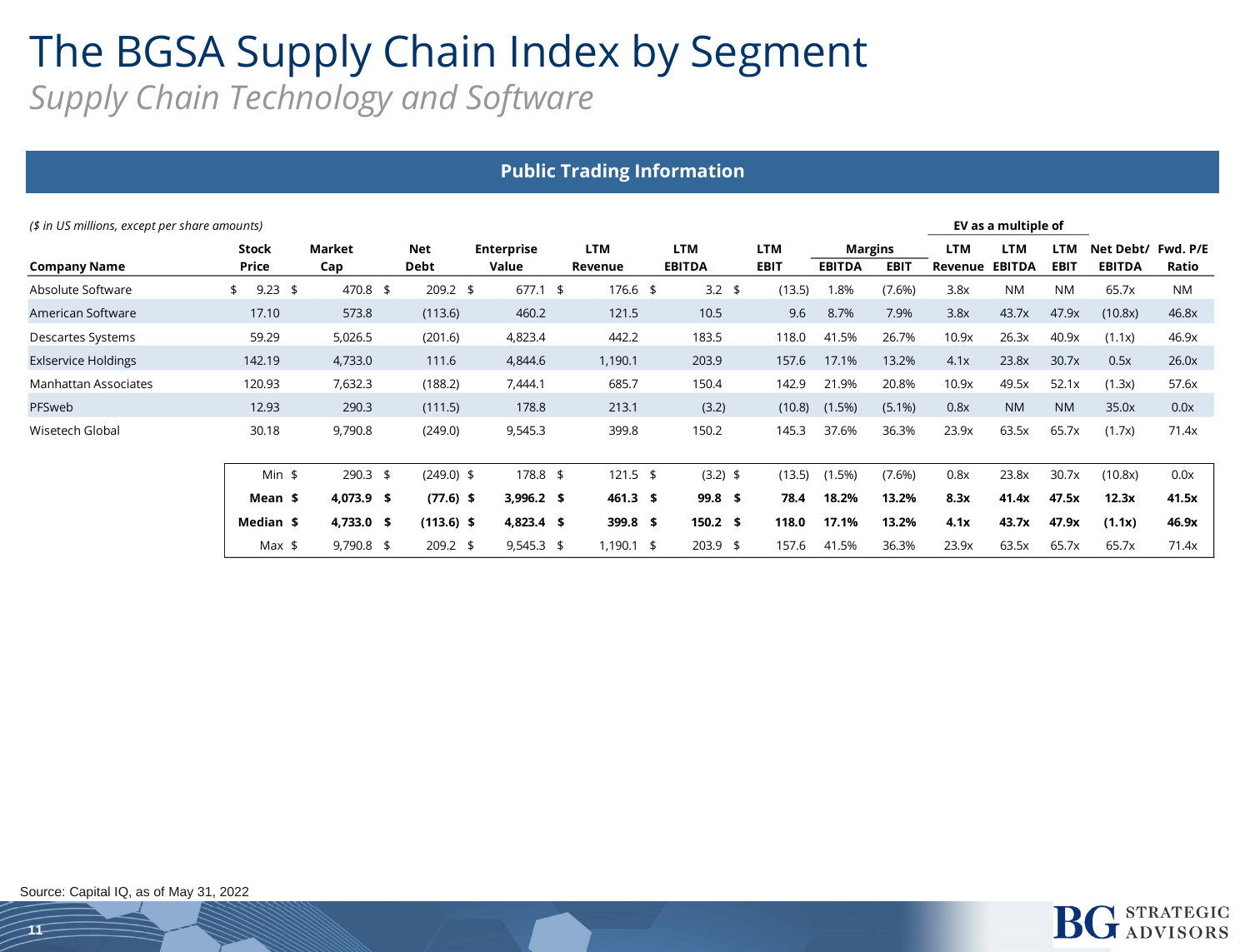# The BGSA Supply Chain Index by Segment

*Supply Chain Technology and Software*

## Public Trading Information

*($ in US millions, except per share amounts)*

| | | | | | | | | Margins | | EV as a multiple of | | | | |
|---|---|---|---|---|---|---|---|---|---|---|---|---|---|---|
| **Company Name** | **Stock Price** | **Market Cap** | **Net Debt** | **Enterprise Value** | **LTM Revenue** | **LTM EBITDA** | **LTM EBIT** | **EBITDA** | **EBIT** | **LTM Revenue** | **LTM EBITDA** | **LTM EBIT** | **Net Debt/ EBITDA** | **Fwd. P/E Ratio** |
| Absolute Software | $ 9.23 | $ 470.8 | $ 209.2 | $ 677.1 | $ 176.6 | $ 3.2 | $ (13.5) | 1.8% | (7.6%) | 3.8x | NM | NM | 65.7x | NM |
| American Software | 17.10 | 573.8 | (113.6) | 460.2 | 121.5 | 10.5 | 9.6 | 8.7% | 7.9% | 3.8x | 43.7x | 47.9x | (10.8x) | 46.8x |
| Descartes Systems | 59.29 | 5,026.5 | (201.6) | 4,823.4 | 442.2 | 183.5 | 118.0 | 41.5% | 26.7% | 10.9x | 26.3x | 40.9x | (1.1x) | 46.9x |
| Exlservice Holdings | 142.19 | 4,733.0 | 111.6 | 4,844.6 | 1,190.1 | 203.9 | 157.6 | 17.1% | 13.2% | 4.1x | 23.8x | 30.7x | 0.5x | 26.0x |
| Manhattan Associates | 120.93 | 7,632.3 | (188.2) | 7,444.1 | 685.7 | 150.4 | 142.9 | 21.9% | 20.8% | 10.9x | 49.5x | 52.1x | (1.3x) | 57.6x |
| PFSweb | 12.93 | 290.3 | (111.5) | 178.8 | 213.1 | (3.2) | (10.8) | (1.5%) | (5.1%) | 0.8x | NM | NM | 35.0x | 0.0x |
| Wisetech Global | 30.18 | 9,790.8 | (249.0) | 9,545.3 | 399.8 | 150.2 | 145.3 | 37.6% | 36.3% | 23.9x | 63.5x | 65.7x | (1.7x) | 71.4x |
| | Min | $ 290.3 | $ (249.0) | $ 178.8 | $ 121.5 | $ (3.2) | $ (13.5) | (1.5%) | (7.6%) | 0.8x | 23.8x | 30.7x | (10.8x) | 0.0x |
| | **Mean** | **$ 4,073.9** | **$ (77.6)** | **$ 3,996.2** | **$ 461.3** | **$ 99.8** | **$ 78.4** | **18.2%** | **13.2%** | **8.3x** | **41.4x** | **47.5x** | **12.3x** | **41.5x** |
| | **Median** | **$ 4,733.0** | **$ (113.6)** | **$ 4,823.4** | **$ 399.8** | **$ 150.2** | **$ 118.0** | **17.1%** | **13.2%** | **4.1x** | **43.7x** | **47.9x** | **(1.1x)** | **46.9x** |
| | Max | $ 9,790.8 | $ 209.2 | $ 9,545.3 | $ 1,190.1 | $ 203.9 | $ 157.6 | 41.5% | 36.3% | 23.9x | 63.5x | 65.7x | 65.7x | 71.4x |

Source: Capital IQ, as of May 31, 2022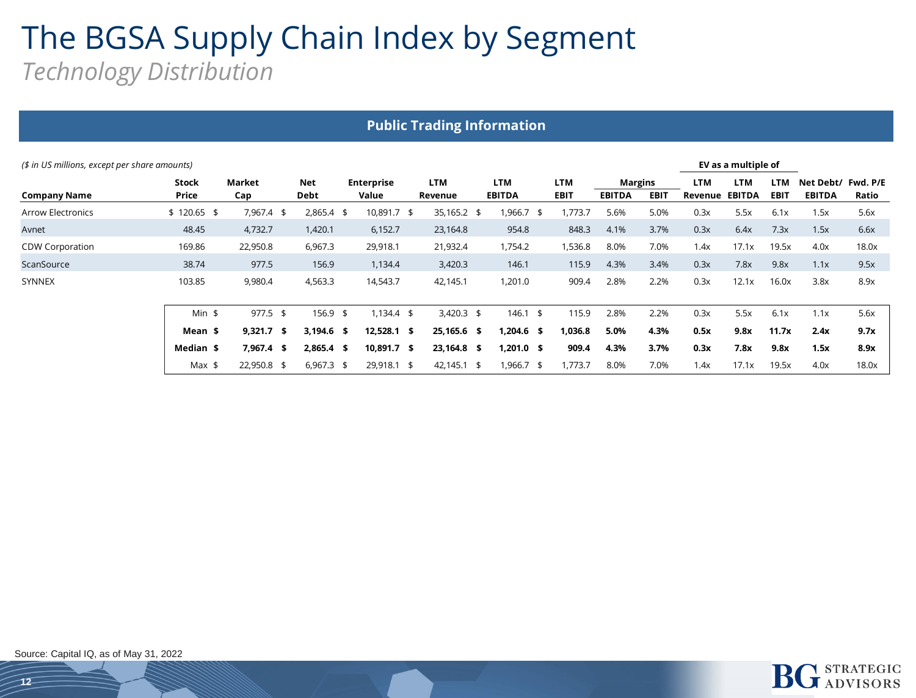# The BGSA Supply Chain Index by Segment

*Technology Distribution*

## Public Trading Information

*($ in US millions, except per share amounts)*

| Company Name | Stock Price | Market Cap | Net Debt | Enterprise Value | LTM Revenue | LTM EBITDA | LTM EBIT | Margins | | EV as a multiple of | | | Net Debt/ EBITDA | Fwd. P/E Ratio |
|---|---|---|---|---|---|---|---|---|---|---|---|---|---|---|
| | | | | | | | | EBITDA | EBIT | LTM Revenue | LTM EBITDA | LTM EBIT | | |
| Arrow Electronics | $ 120.65 | $ 7,967.4 | $ 2,865.4 | $ 10,891.7 | $ 35,165.2 | $ 1,966.7 | $ 1,773.7 | 5.6% | 5.0% | 0.3x | 5.5x | 6.1x | 1.5x | 5.6x |
| Avnet | 48.45 | 4,732.7 | 1,420.1 | 6,152.7 | 23,164.8 | 954.8 | 848.3 | 4.1% | 3.7% | 0.3x | 6.4x | 7.3x | 1.5x | 6.6x |
| CDW Corporation | 169.86 | 22,950.8 | 6,967.3 | 29,918.1 | 21,932.4 | 1,754.2 | 1,536.8 | 8.0% | 7.0% | 1.4x | 17.1x | 19.5x | 4.0x | 18.0x |
| ScanSource | 38.74 | 977.5 | 156.9 | 1,134.4 | 3,420.3 | 146.1 | 115.9 | 4.3% | 3.4% | 0.3x | 7.8x | 9.8x | 1.1x | 9.5x |
| SYNNEX | 103.85 | 9,980.4 | 4,563.3 | 14,543.7 | 42,145.1 | 1,201.0 | 909.4 | 2.8% | 2.2% | 0.3x | 12.1x | 16.0x | 3.8x | 8.9x |
| | | | | | | | | | | | | | | |
| | Min | $ 977.5 | $ 156.9 | $ 1,134.4 | $ 3,420.3 | $ 146.1 | $ 115.9 | 2.8% | 2.2% | 0.3x | 5.5x | 6.1x | 1.1x | 5.6x |
| | **Mean** | **$ 9,321.7** | **$ 3,194.6** | **$ 12,528.1** | **$ 25,165.6** | **$ 1,204.6** | **$ 1,036.8** | **5.0%** | **4.3%** | **0.5x** | **9.8x** | **11.7x** | **2.4x** | **9.7x** |
| | **Median** | **$ 7,967.4** | **$ 2,865.4** | **$ 10,891.7** | **$ 23,164.8** | **$ 1,201.0** | **$ 909.4** | **4.3%** | **3.7%** | **0.3x** | **7.8x** | **9.8x** | **1.5x** | **8.9x** |
| | Max | $ 22,950.8 | $ 6,967.3 | $ 29,918.1 | $ 42,145.1 | $ 1,966.7 | $ 1,773.7 | 8.0% | 7.0% | 1.4x | 17.1x | 19.5x | 4.0x | 18.0x |

Source: Capital IQ, as of May 31, 2022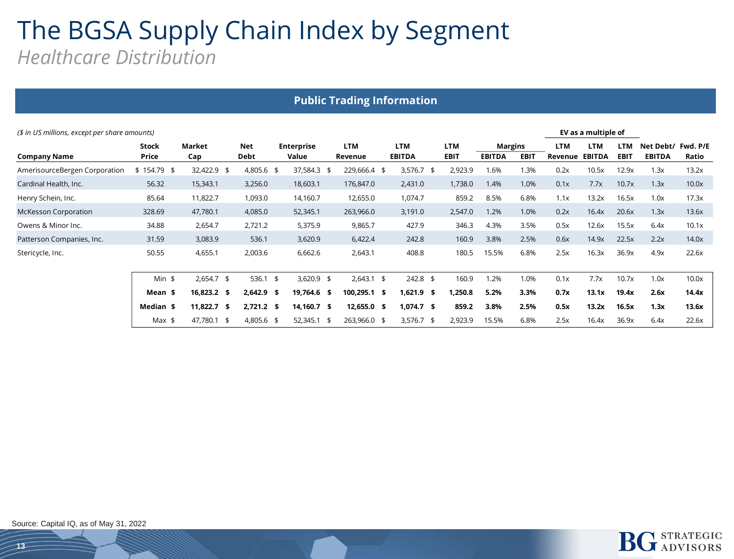# The BGSA Supply Chain Index by Segment

*Healthcare Distribution*

## Public Trading Information

*($ in US millions, except per share amounts)*

| Company Name | Stock Price | Market Cap | Net Debt | Enterprise Value | LTM Revenue | LTM EBITDA | LTM EBIT | Margins EBITDA | Margins EBIT | EV as a multiple of LTM Revenue | EV as a multiple of LTM EBITDA | EV as a multiple of LTM EBIT | Net Debt/ EBITDA | Fwd. P/E Ratio |
|---|---|---|---|---|---|---|---|---|---|---|---|---|---|---|
| AmerisourceBergen Corporation | $ 154.79 | $ 32,422.9 | $ 4,805.6 | $ 37,584.3 | $ 229,666.4 | $ 3,576.7 | $ 2,923.9 | 1.6% | 1.3% | 0.2x | 10.5x | 12.9x | 1.3x | 13.2x |
| Cardinal Health, Inc. | 56.32 | 15,343.1 | 3,256.0 | 18,603.1 | 176,847.0 | 2,431.0 | 1,738.0 | 1.4% | 1.0% | 0.1x | 7.7x | 10.7x | 1.3x | 10.0x |
| Henry Schein, Inc. | 85.64 | 11,822.7 | 1,093.0 | 14,160.7 | 12,655.0 | 1,074.7 | 859.2 | 8.5% | 6.8% | 1.1x | 13.2x | 16.5x | 1.0x | 17.3x |
| McKesson Corporation | 328.69 | 47,780.1 | 4,085.0 | 52,345.1 | 263,966.0 | 3,191.0 | 2,547.0 | 1.2% | 1.0% | 0.2x | 16.4x | 20.6x | 1.3x | 13.6x |
| Owens & Minor Inc. | 34.88 | 2,654.7 | 2,721.2 | 5,375.9 | 9,865.7 | 427.9 | 346.3 | 4.3% | 3.5% | 0.5x | 12.6x | 15.5x | 6.4x | 10.1x |
| Patterson Companies, Inc. | 31.59 | 3,083.9 | 536.1 | 3,620.9 | 6,422.4 | 242.8 | 160.9 | 3.8% | 2.5% | 0.6x | 14.9x | 22.5x | 2.2x | 14.0x |
| Stericycle, Inc. | 50.55 | 4,655.1 | 2,003.6 | 6,662.6 | 2,643.1 | 408.8 | 180.5 | 15.5% | 6.8% | 2.5x | 16.3x | 36.9x | 4.9x | 22.6x |
| Min | | $ 2,654.7 | $ 536.1 | $ 3,620.9 | $ 2,643.1 | $ 242.8 | $ 160.9 | 1.2% | 1.0% | 0.1x | 7.7x | 10.7x | 1.0x | 10.0x |
| **Mean** | | **$ 16,823.2** | **$ 2,642.9** | **$ 19,764.6** | **$ 100,295.1** | **$ 1,621.9** | **$ 1,250.8** | **5.2%** | **3.3%** | **0.7x** | **13.1x** | **19.4x** | **2.6x** | **14.4x** |
| **Median** | | **$ 11,822.7** | **$ 2,721.2** | **$ 14,160.7** | **$ 12,655.0** | **$ 1,074.7** | **$ 859.2** | **3.8%** | **2.5%** | **0.5x** | **13.2x** | **16.5x** | **1.3x** | **13.6x** |
| Max | | $ 47,780.1 | $ 4,805.6 | $ 52,345.1 | $ 263,966.0 | $ 3,576.7 | $ 2,923.9 | 15.5% | 6.8% | 2.5x | 16.4x | 36.9x | 6.4x | 22.6x |

Source: Capital IQ, as of May 31, 2022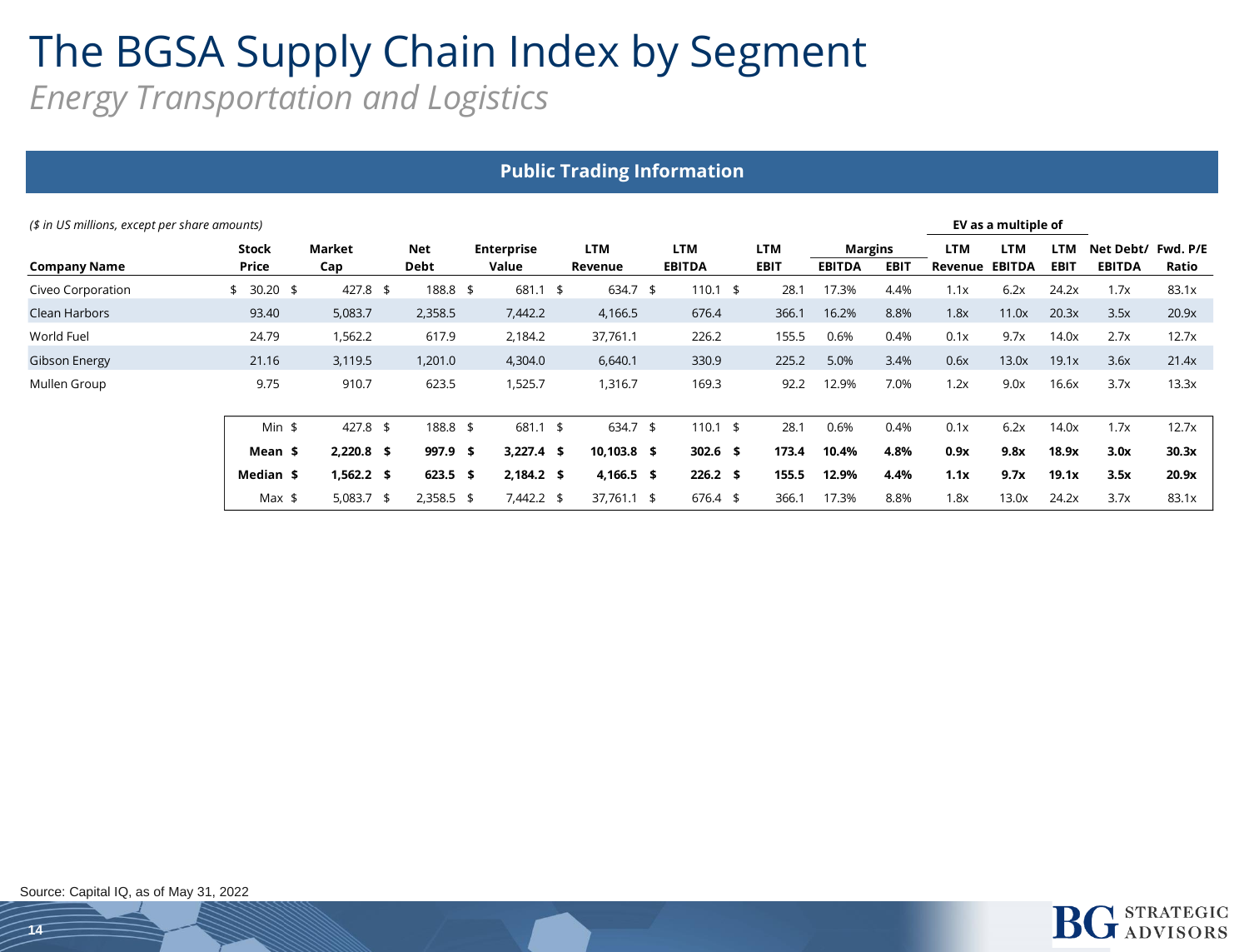# The BGSA Supply Chain Index by Segment

*Energy Transportation and Logistics*

## Public Trading Information

*($ in US millions, except per share amounts)*

| Company Name | Stock Price | Market Cap | Net Debt | Enterprise Value | LTM Revenue | LTM EBITDA | LTM EBIT | Margins EBITDA | Margins EBIT | EV as a multiple of LTM Revenue | EV as a multiple of LTM EBITDA | EV as a multiple of LTM EBIT | Net Debt/ EBITDA | Fwd. P/E Ratio |
|---|---|---|---|---|---|---|---|---|---|---|---|---|---|---|
| Civeo Corporation | $ 30.20 | $ 427.8 | $ 188.8 | $ 681.1 | $ 634.7 | $ 110.1 | $ 28.1 | 17.3% | 4.4% | 1.1x | 6.2x | 24.2x | 1.7x | 83.1x |
| Clean Harbors | 93.40 | 5,083.7 | 2,358.5 | 7,442.2 | 4,166.5 | 676.4 | 366.1 | 16.2% | 8.8% | 1.8x | 11.0x | 20.3x | 3.5x | 20.9x |
| World Fuel | 24.79 | 1,562.2 | 617.9 | 2,184.2 | 37,761.1 | 226.2 | 155.5 | 0.6% | 0.4% | 0.1x | 9.7x | 14.0x | 2.7x | 12.7x |
| Gibson Energy | 21.16 | 3,119.5 | 1,201.0 | 4,304.0 | 6,640.1 | 330.9 | 225.2 | 5.0% | 3.4% | 0.6x | 13.0x | 19.1x | 3.6x | 21.4x |
| Mullen Group | 9.75 | 910.7 | 623.5 | 1,525.7 | 1,316.7 | 169.3 | 92.2 | 12.9% | 7.0% | 1.2x | 9.0x | 16.6x | 3.7x | 13.3x |
| | | | | | | | | | | | | | | |
| | Min | $ 427.8 | $ 188.8 | $ 681.1 | $ 634.7 | $ 110.1 | $ 28.1 | 0.6% | 0.4% | 0.1x | 6.2x | 14.0x | 1.7x | 12.7x |
| | **Mean** | **$ 2,220.8** | **$ 997.9** | **$ 3,227.4** | **$ 10,103.8** | **$ 302.6** | **$ 173.4** | **10.4%** | **4.8%** | **0.9x** | **9.8x** | **18.9x** | **3.0x** | **30.3x** |
| | **Median** | **$ 1,562.2** | **$ 623.5** | **$ 2,184.2** | **$ 4,166.5** | **$ 226.2** | **$ 155.5** | **12.9%** | **4.4%** | **1.1x** | **9.7x** | **19.1x** | **3.5x** | **20.9x** |
| | Max | $ 5,083.7 | $ 2,358.5 | $ 7,442.2 | $ 37,761.1 | $ 676.4 | $ 366.1 | 17.3% | 8.8% | 1.8x | 13.0x | 24.2x | 3.7x | 83.1x |

Source: Capital IQ, as of May 31, 2022